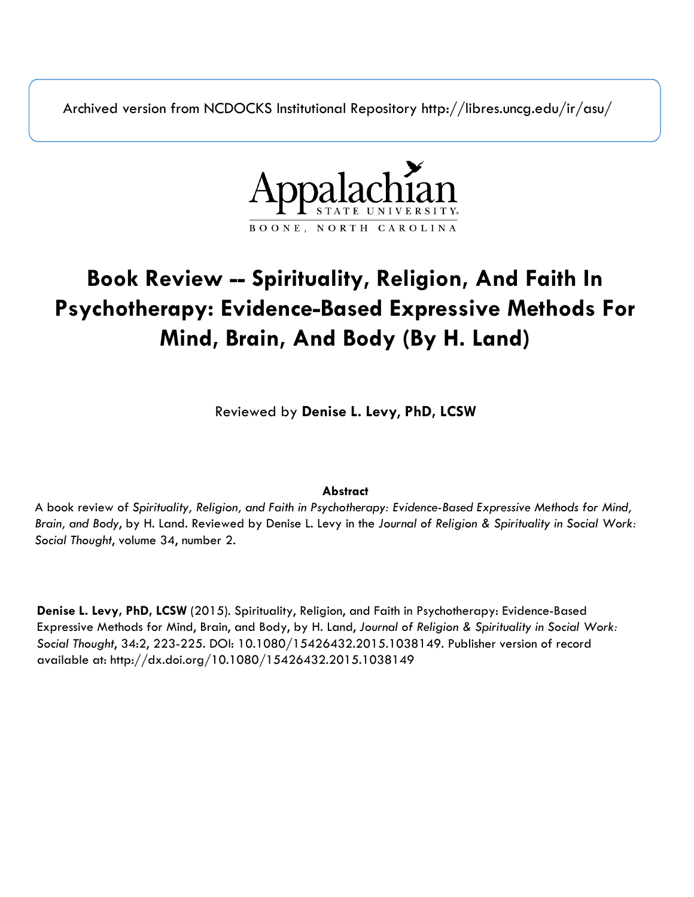Archived version from NCDOCKS Institutional Repository http://libres.uncg.edu/ir/asu/

Appalachian STATE UNIVERSITY. BOONE, NORTH CAROLINA

# Book Review -- Spirituality, Religion, And Faith In Psychotherapy: Evidence-Based Expressive Methods For Mind, Brain, And Body (By H. Land)

Reviewed by **Denise L. Levy, PhD, LCSW**

**Abstract**

A book review of *Spirituality, Religion, and Faith in Psychotherapy: Evidence-Based Expressive Methods for Mind, Brain, and Body*, by H. Land. Reviewed by Denise L. Levy in the *Journal of Religion & Spirituality in Social Work: Social Thought*, volume 34, number 2.

**Denise L. Levy, PhD, LCSW** (2015). Spirituality, Religion, and Faith in Psychotherapy: Evidence-Based Expressive Methods for Mind, Brain, and Body, by H. Land, *Journal of Religion & Spirituality in Social Work: Social Thought*, 34:2, 223-225. DOI: 10.1080/15426432.2015.1038149. Publisher version of record available at: http://dx.doi.org/10.1080/15426432.2015.1038149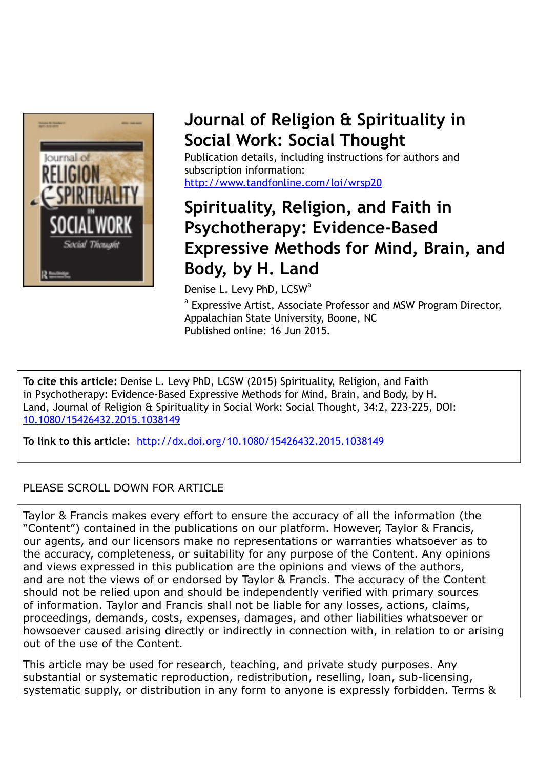# Journal of Religion & Spirituality in Social Work: Social Thought

Publication details, including instructions for authors and subscription information:
http://www.tandfonline.com/loi/wrsp20

# Spirituality, Religion, and Faith in Psychotherapy: Evidence-Based Expressive Methods for Mind, Brain, and Body, by H. Land

Denise L. Levy PhD, LCSW[a]

[a] Expressive Artist, Associate Professor and MSW Program Director, Appalachian State University, Boone, NC

Published online: 16 Jun 2015.

**To cite this article:** Denise L. Levy PhD, LCSW (2015) Spirituality, Religion, and Faith in Psychotherapy: Evidence-Based Expressive Methods for Mind, Brain, and Body, by H. Land, Journal of Religion & Spirituality in Social Work: Social Thought, 34:2, 223-225, DOI: 10.1080/15426432.2015.1038149

**To link to this article:** http://dx.doi.org/10.1080/15426432.2015.1038149

PLEASE SCROLL DOWN FOR ARTICLE

Taylor & Francis makes every effort to ensure the accuracy of all the information (the "Content") contained in the publications on our platform. However, Taylor & Francis, our agents, and our licensors make no representations or warranties whatsoever as to the accuracy, completeness, or suitability for any purpose of the Content. Any opinions and views expressed in this publication are the opinions and views of the authors, and are not the views of or endorsed by Taylor & Francis. The accuracy of the Content should not be relied upon and should be independently verified with primary sources of information. Taylor and Francis shall not be liable for any losses, actions, claims, proceedings, demands, costs, expenses, damages, and other liabilities whatsoever or howsoever caused arising directly or indirectly in connection with, in relation to or arising out of the use of the Content.

This article may be used for research, teaching, and private study purposes. Any substantial or systematic reproduction, redistribution, reselling, loan, sub-licensing, systematic supply, or distribution in any form to anyone is expressly forbidden. Terms &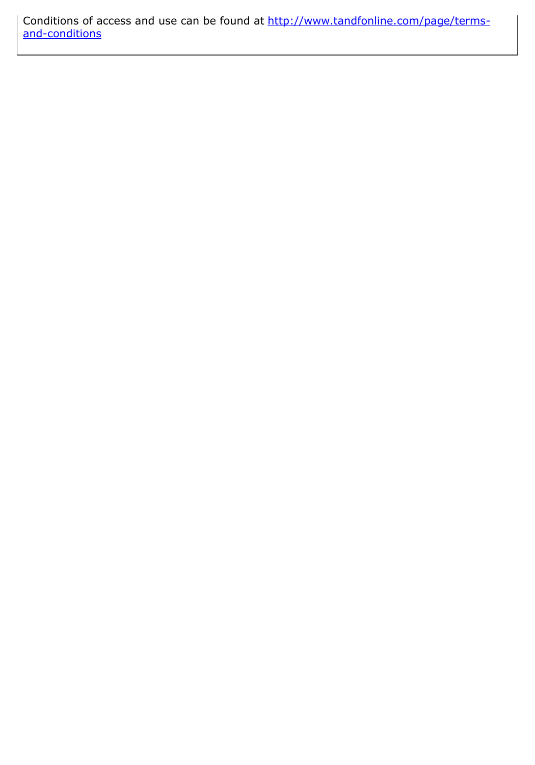Conditions of access and use can be found at [http://www.tandfonline.com/page/terms-and-conditions](http://www.tandfonline.com/page/terms-and-conditions)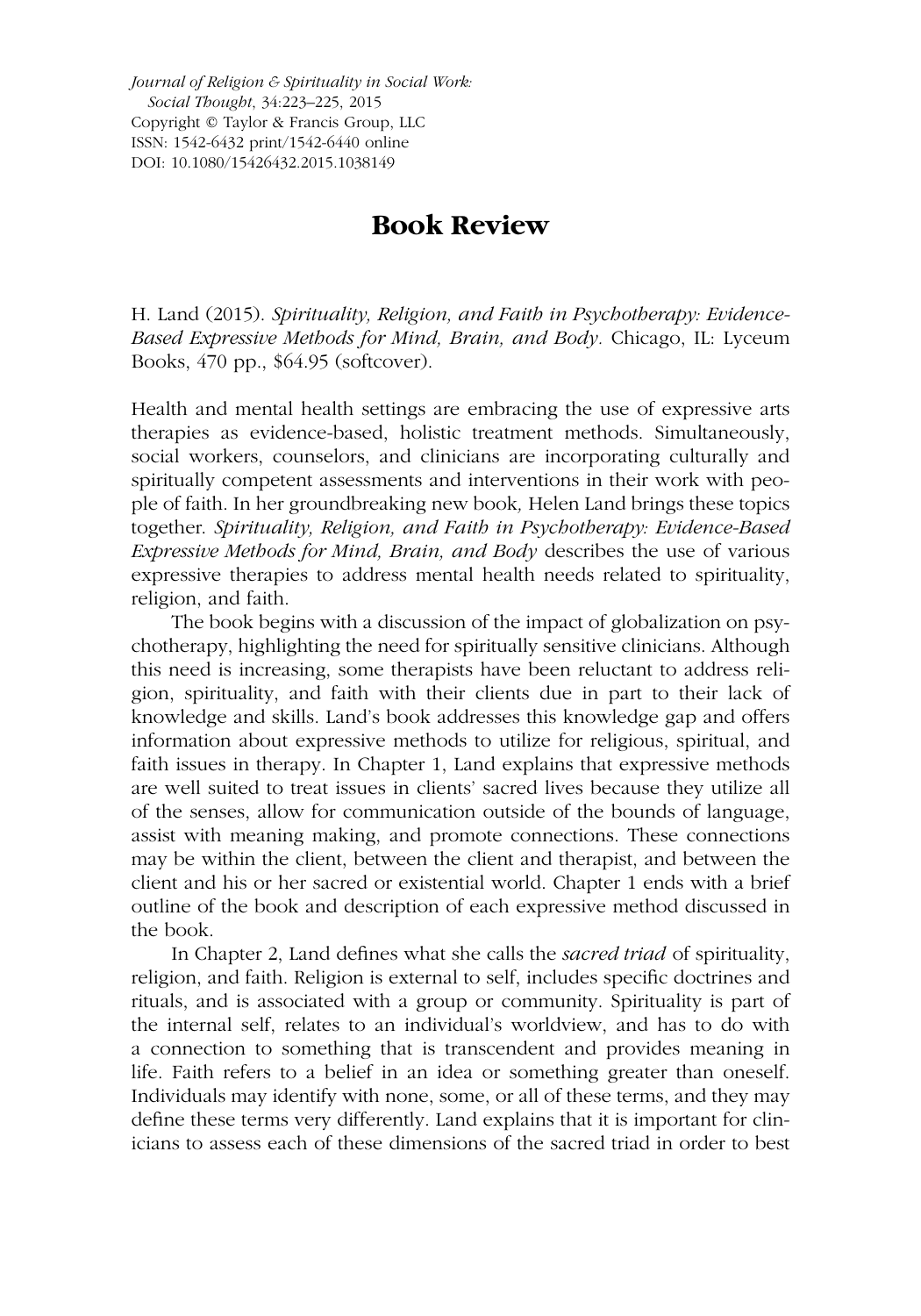# Book Review

H. Land (2015). *Spirituality, Religion, and Faith in Psychotherapy: Evidence-Based Expressive Methods for Mind, Brain, and Body.* Chicago, IL: Lyceum Books, 470 pp., $64.95 (softcover).

Health and mental health settings are embracing the use of expressive arts therapies as evidence-based, holistic treatment methods. Simultaneously, social workers, counselors, and clinicians are incorporating culturally and spiritually competent assessments and interventions in their work with people of faith. In her groundbreaking new book, Helen Land brings these topics together. *Spirituality, Religion, and Faith in Psychotherapy: Evidence-Based Expressive Methods for Mind, Brain, and Body* describes the use of various expressive therapies to address mental health needs related to spirituality, religion, and faith.

The book begins with a discussion of the impact of globalization on psychotherapy, highlighting the need for spiritually sensitive clinicians. Although this need is increasing, some therapists have been reluctant to address religion, spirituality, and faith with their clients due in part to their lack of knowledge and skills. Land's book addresses this knowledge gap and offers information about expressive methods to utilize for religious, spiritual, and faith issues in therapy. In Chapter 1, Land explains that expressive methods are well suited to treat issues in clients' sacred lives because they utilize all of the senses, allow for communication outside of the bounds of language, assist with meaning making, and promote connections. These connections may be within the client, between the client and therapist, and between the client and his or her sacred or existential world. Chapter 1 ends with a brief outline of the book and description of each expressive method discussed in the book.

In Chapter 2, Land defines what she calls the *sacred triad* of spirituality, religion, and faith. Religion is external to self, includes specific doctrines and rituals, and is associated with a group or community. Spirituality is part of the internal self, relates to an individual's worldview, and has to do with a connection to something that is transcendent and provides meaning in life. Faith refers to a belief in an idea or something greater than oneself. Individuals may identify with none, some, or all of these terms, and they may define these terms very differently. Land explains that it is important for clinicians to assess each of these dimensions of the sacred triad in order to best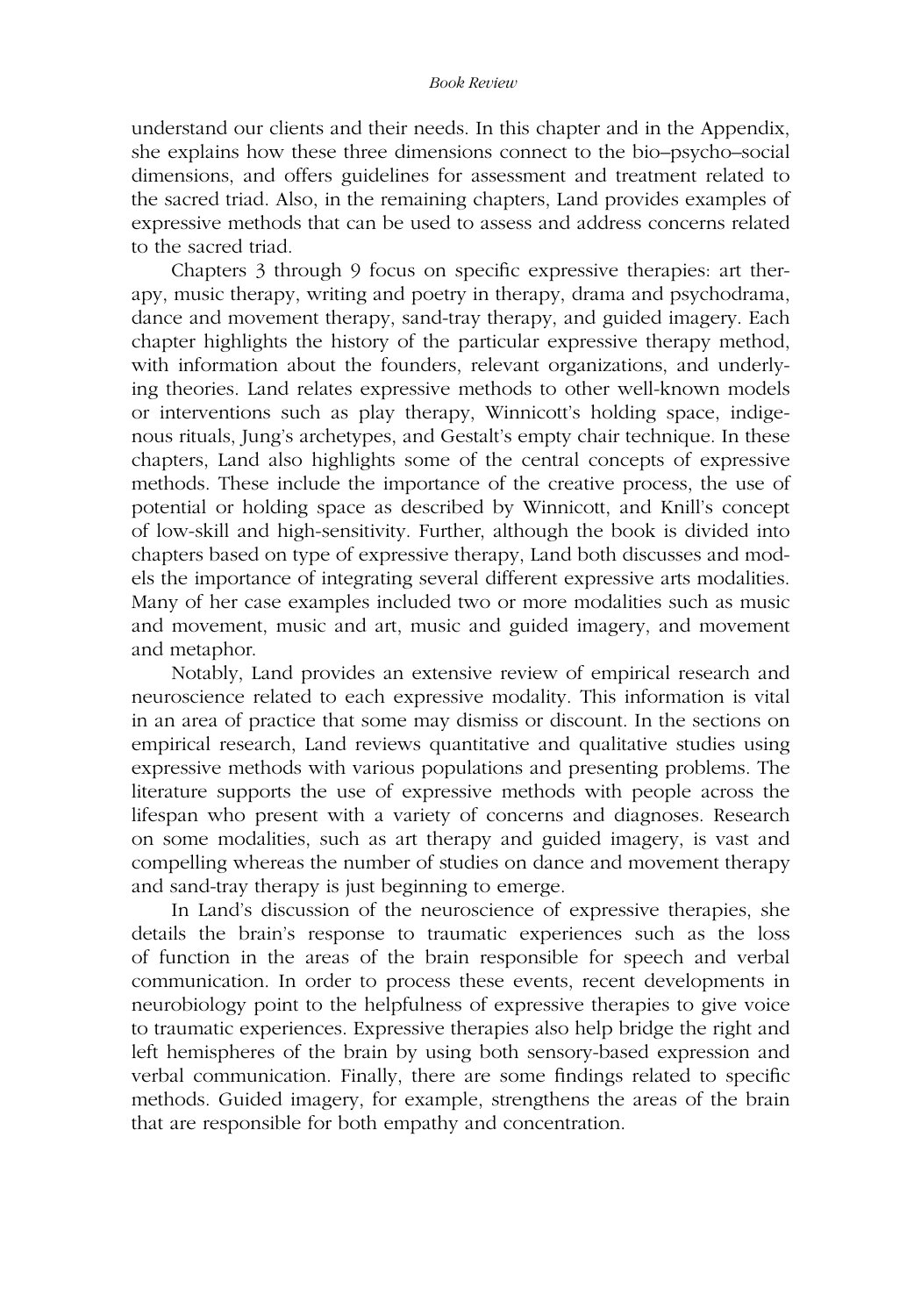understand our clients and their needs. In this chapter and in the Appendix, she explains how these three dimensions connect to the bio–psycho–social dimensions, and offers guidelines for assessment and treatment related to the sacred triad. Also, in the remaining chapters, Land provides examples of expressive methods that can be used to assess and address concerns related to the sacred triad.

Chapters 3 through 9 focus on specific expressive therapies: art therapy, music therapy, writing and poetry in therapy, drama and psychodrama, dance and movement therapy, sand-tray therapy, and guided imagery. Each chapter highlights the history of the particular expressive therapy method, with information about the founders, relevant organizations, and underlying theories. Land relates expressive methods to other well-known models or interventions such as play therapy, Winnicott's holding space, indigenous rituals, Jung's archetypes, and Gestalt's empty chair technique. In these chapters, Land also highlights some of the central concepts of expressive methods. These include the importance of the creative process, the use of potential or holding space as described by Winnicott, and Knill's concept of low-skill and high-sensitivity. Further, although the book is divided into chapters based on type of expressive therapy, Land both discusses and models the importance of integrating several different expressive arts modalities. Many of her case examples included two or more modalities such as music and movement, music and art, music and guided imagery, and movement and metaphor.

Notably, Land provides an extensive review of empirical research and neuroscience related to each expressive modality. This information is vital in an area of practice that some may dismiss or discount. In the sections on empirical research, Land reviews quantitative and qualitative studies using expressive methods with various populations and presenting problems. The literature supports the use of expressive methods with people across the lifespan who present with a variety of concerns and diagnoses. Research on some modalities, such as art therapy and guided imagery, is vast and compelling whereas the number of studies on dance and movement therapy and sand-tray therapy is just beginning to emerge.

In Land's discussion of the neuroscience of expressive therapies, she details the brain's response to traumatic experiences such as the loss of function in the areas of the brain responsible for speech and verbal communication. In order to process these events, recent developments in neurobiology point to the helpfulness of expressive therapies to give voice to traumatic experiences. Expressive therapies also help bridge the right and left hemispheres of the brain by using both sensory-based expression and verbal communication. Finally, there are some findings related to specific methods. Guided imagery, for example, strengthens the areas of the brain that are responsible for both empathy and concentration.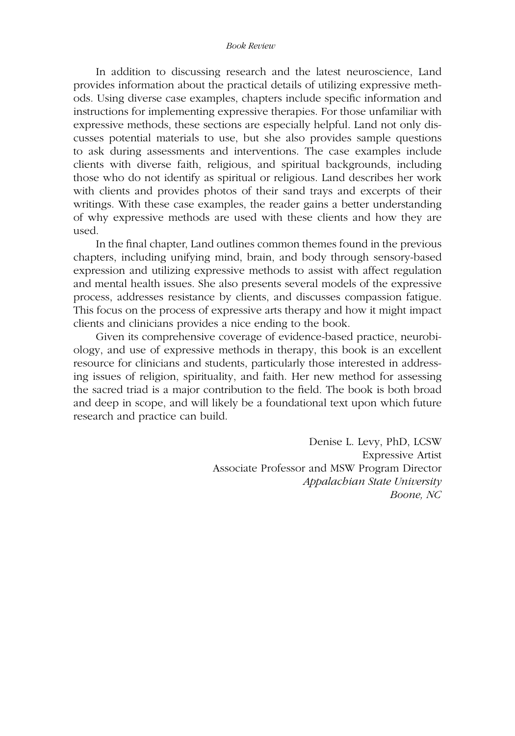In addition to discussing research and the latest neuroscience, Land provides information about the practical details of utilizing expressive methods. Using diverse case examples, chapters include specific information and instructions for implementing expressive therapies. For those unfamiliar with expressive methods, these sections are especially helpful. Land not only discusses potential materials to use, but she also provides sample questions to ask during assessments and interventions. The case examples include clients with diverse faith, religious, and spiritual backgrounds, including those who do not identify as spiritual or religious. Land describes her work with clients and provides photos of their sand trays and excerpts of their writings. With these case examples, the reader gains a better understanding of why expressive methods are used with these clients and how they are used.

In the final chapter, Land outlines common themes found in the previous chapters, including unifying mind, brain, and body through sensory-based expression and utilizing expressive methods to assist with affect regulation and mental health issues. She also presents several models of the expressive process, addresses resistance by clients, and discusses compassion fatigue. This focus on the process of expressive arts therapy and how it might impact clients and clinicians provides a nice ending to the book.

Given its comprehensive coverage of evidence-based practice, neurobiology, and use of expressive methods in therapy, this book is an excellent resource for clinicians and students, particularly those interested in addressing issues of religion, spirituality, and faith. Her new method for assessing the sacred triad is a major contribution to the field. The book is both broad and deep in scope, and will likely be a foundational text upon which future research and practice can build.

Denise L. Levy, PhD, LCSW
Expressive Artist
Associate Professor and MSW Program Director
*Appalachian State University*
*Boone, NC*